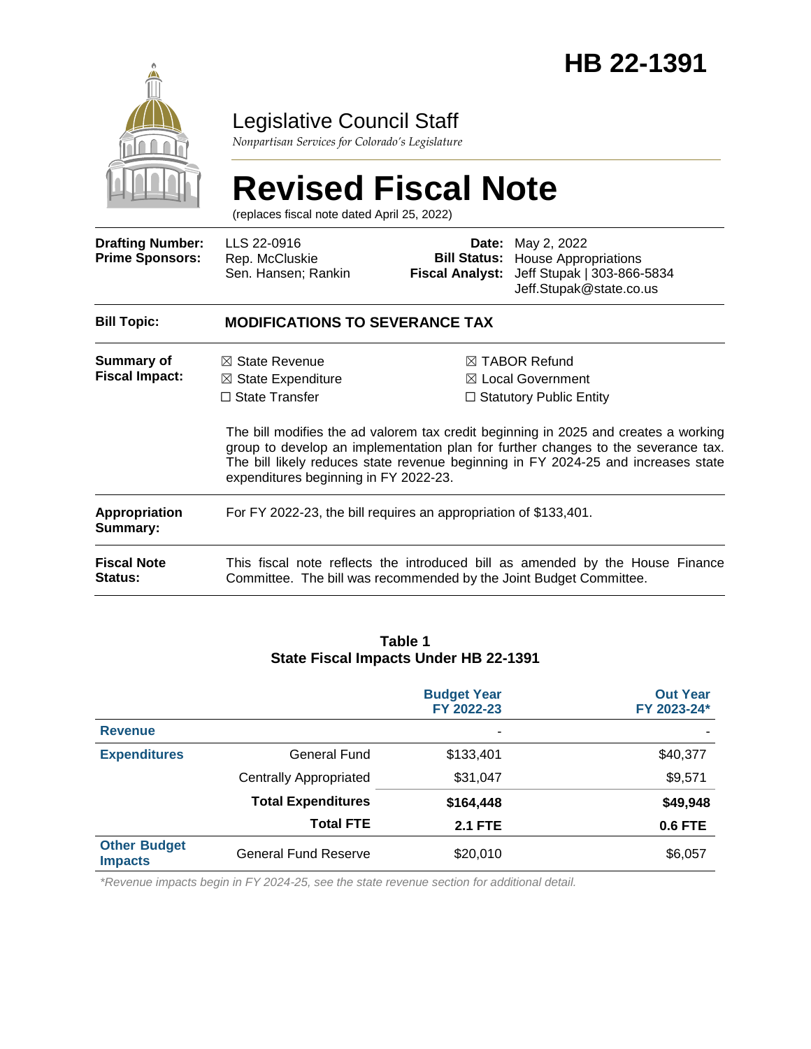# HB 22-1391

Legislative Council Staff

*Nonpartisan Services for Colorado's Legislature*

# Revised Fiscal Note

(replaces fiscal note dated April 25, 2022)

| | | | |
|---|---|---|---|
| **Drafting Number:** | LLS 22-0916 | **Date:** | May 2, 2022 |
| **Prime Sponsors:** | Rep. McCluskie<br>Sen. Hansen; Rankin | **Bill Status:** | House Appropriations |
| | | **Fiscal Analyst:** | Jeff Stupak \| 303-866-5834<br>Jeff.Stupak@state.co.us |

| | |
|---|---|
| **Bill Topic:** | **MODIFICATIONS TO SEVERANCE TAX** |
| **Summary of Fiscal Impact:** | ☒ State Revenue<br>☒ State Expenditure<br>☐ State Transfer<br>☒ TABOR Refund<br>☒ Local Government<br>☐ Statutory Public Entity<br><br>The bill modifies the ad valorem tax credit beginning in 2025 and creates a working group to develop an implementation plan for further changes to the severance tax. The bill likely reduces state revenue beginning in FY 2024-25 and increases state expenditures beginning in FY 2022-23. |
| **Appropriation Summary:** | For FY 2022-23, the bill requires an appropriation of $133,401. |
| **Fiscal Note Status:** | This fiscal note reflects the introduced bill as amended by the House Finance Committee. The bill was recommended by the Joint Budget Committee. |

**Table 1**
**State Fiscal Impacts Under HB 22-1391**

| | | Budget Year FY 2022-23 | Out Year FY 2023-24* |
|---|---|---|---|
| **Revenue** | | - | - |
| **Expenditures** | General Fund | $133,401 | $40,377 |
| | Centrally Appropriated | $31,047 | $9,571 |
| | **Total Expenditures** | **$164,448** | **$49,948** |
| | **Total FTE** | **2.1 FTE** | **0.6 FTE** |
| **Other Budget Impacts** | General Fund Reserve | $20,010 | $6,057 |

*\*Revenue impacts begin in FY 2024-25, see the state revenue section for additional detail.*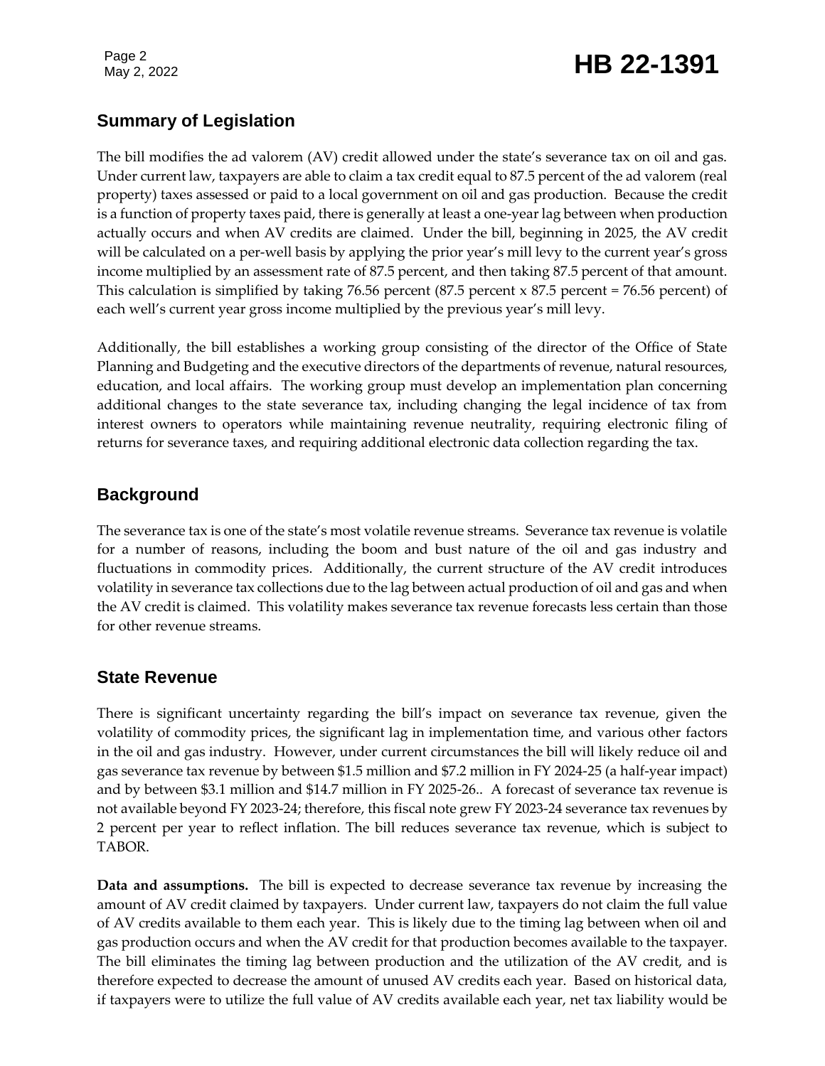## Summary of Legislation

The bill modifies the ad valorem (AV) credit allowed under the state's severance tax on oil and gas. Under current law, taxpayers are able to claim a tax credit equal to 87.5 percent of the ad valorem (real property) taxes assessed or paid to a local government on oil and gas production. Because the credit is a function of property taxes paid, there is generally at least a one-year lag between when production actually occurs and when AV credits are claimed. Under the bill, beginning in 2025, the AV credit will be calculated on a per-well basis by applying the prior year's mill levy to the current year's gross income multiplied by an assessment rate of 87.5 percent, and then taking 87.5 percent of that amount. This calculation is simplified by taking 76.56 percent (87.5 percent x 87.5 percent = 76.56 percent) of each well's current year gross income multiplied by the previous year's mill levy.

Additionally, the bill establishes a working group consisting of the director of the Office of State Planning and Budgeting and the executive directors of the departments of revenue, natural resources, education, and local affairs. The working group must develop an implementation plan concerning additional changes to the state severance tax, including changing the legal incidence of tax from interest owners to operators while maintaining revenue neutrality, requiring electronic filing of returns for severance taxes, and requiring additional electronic data collection regarding the tax.

## Background

The severance tax is one of the state's most volatile revenue streams. Severance tax revenue is volatile for a number of reasons, including the boom and bust nature of the oil and gas industry and fluctuations in commodity prices. Additionally, the current structure of the AV credit introduces volatility in severance tax collections due to the lag between actual production of oil and gas and when the AV credit is claimed. This volatility makes severance tax revenue forecasts less certain than those for other revenue streams.

## State Revenue

There is significant uncertainty regarding the bill's impact on severance tax revenue, given the volatility of commodity prices, the significant lag in implementation time, and various other factors in the oil and gas industry. However, under current circumstances the bill will likely reduce oil and gas severance tax revenue by between \$1.5 million and \$7.2 million in FY 2024-25 (a half-year impact) and by between \$3.1 million and \$14.7 million in FY 2025-26.. A forecast of severance tax revenue is not available beyond FY 2023-24; therefore, this fiscal note grew FY 2023-24 severance tax revenues by 2 percent per year to reflect inflation. The bill reduces severance tax revenue, which is subject to TABOR.

**Data and assumptions.** The bill is expected to decrease severance tax revenue by increasing the amount of AV credit claimed by taxpayers. Under current law, taxpayers do not claim the full value of AV credits available to them each year. This is likely due to the timing lag between when oil and gas production occurs and when the AV credit for that production becomes available to the taxpayer. The bill eliminates the timing lag between production and the utilization of the AV credit, and is therefore expected to decrease the amount of unused AV credits each year. Based on historical data, if taxpayers were to utilize the full value of AV credits available each year, net tax liability would be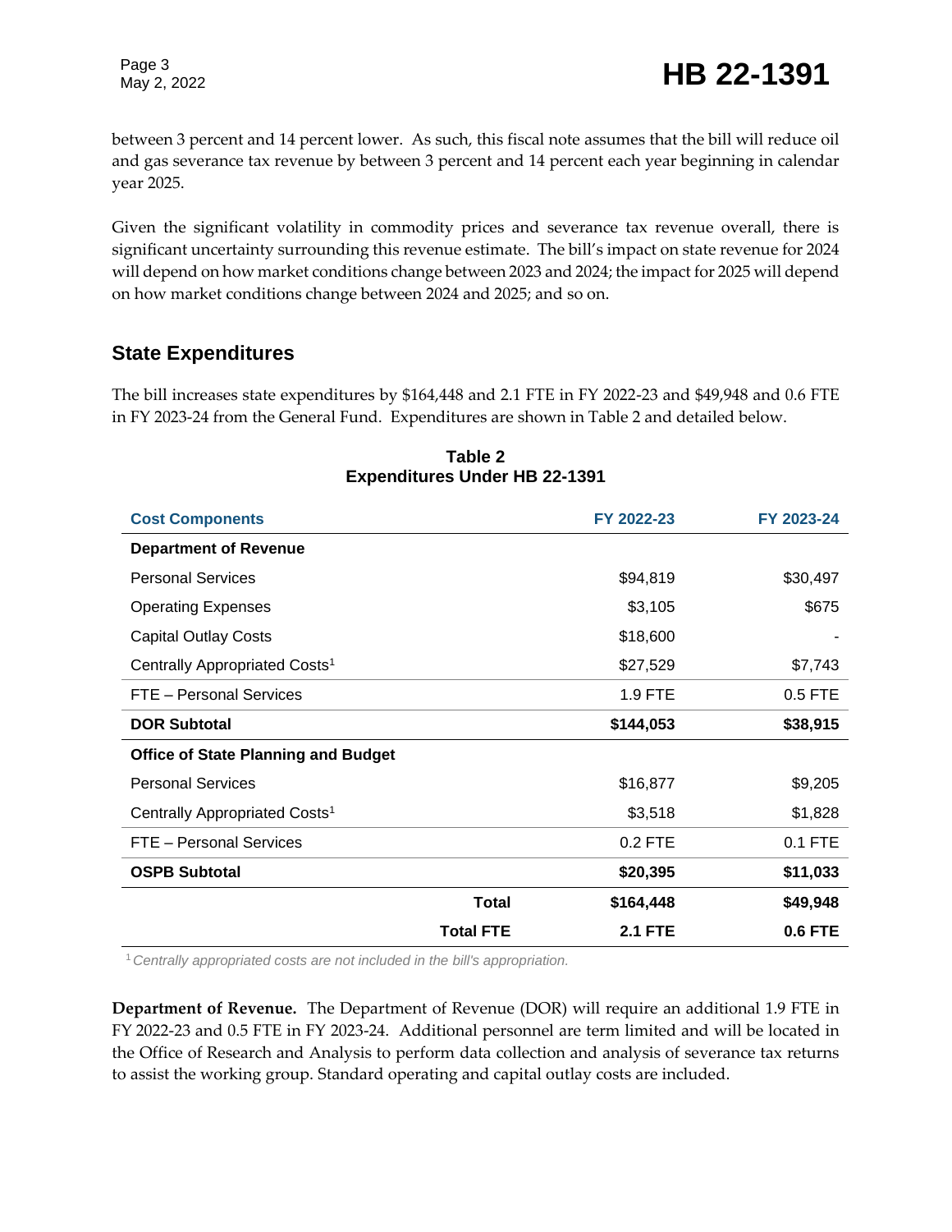between 3 percent and 14 percent lower. As such, this fiscal note assumes that the bill will reduce oil and gas severance tax revenue by between 3 percent and 14 percent each year beginning in calendar year 2025.

Given the significant volatility in commodity prices and severance tax revenue overall, there is significant uncertainty surrounding this revenue estimate. The bill's impact on state revenue for 2024 will depend on how market conditions change between 2023 and 2024; the impact for 2025 will depend on how market conditions change between 2024 and 2025; and so on.

## State Expenditures

The bill increases state expenditures by $164,448 and 2.1 FTE in FY 2022-23 and $49,948 and 0.6 FTE in FY 2023-24 from the General Fund. Expenditures are shown in Table 2 and detailed below.

**Table 2**
**Expenditures Under HB 22-1391**

| Cost Components | FY 2022-23 | FY 2023-24 |
|---|---|---|
| **Department of Revenue** | | |
| Personal Services | $94,819 | $30,497 |
| Operating Expenses | $3,105 | $675 |
| Capital Outlay Costs | $18,600 | - |
| Centrally Appropriated Costs[1] | $27,529 | $7,743 |
| FTE – Personal Services | 1.9 FTE | 0.5 FTE |
| **DOR Subtotal** | **$144,053** | **$38,915** |
| **Office of State Planning and Budget** | | |
| Personal Services | $16,877 | $9,205 |
| Centrally Appropriated Costs[1] | $3,518 | $1,828 |
| FTE – Personal Services | 0.2 FTE | 0.1 FTE |
| **OSPB Subtotal** | **$20,395** | **$11,033** |
| **Total** | **$164,448** | **$49,948** |
| **Total FTE** | **2.1 FTE** | **0.6 FTE** |

[1] *Centrally appropriated costs are not included in the bill's appropriation.*

**Department of Revenue.** The Department of Revenue (DOR) will require an additional 1.9 FTE in FY 2022-23 and 0.5 FTE in FY 2023-24. Additional personnel are term limited and will be located in the Office of Research and Analysis to perform data collection and analysis of severance tax returns to assist the working group. Standard operating and capital outlay costs are included.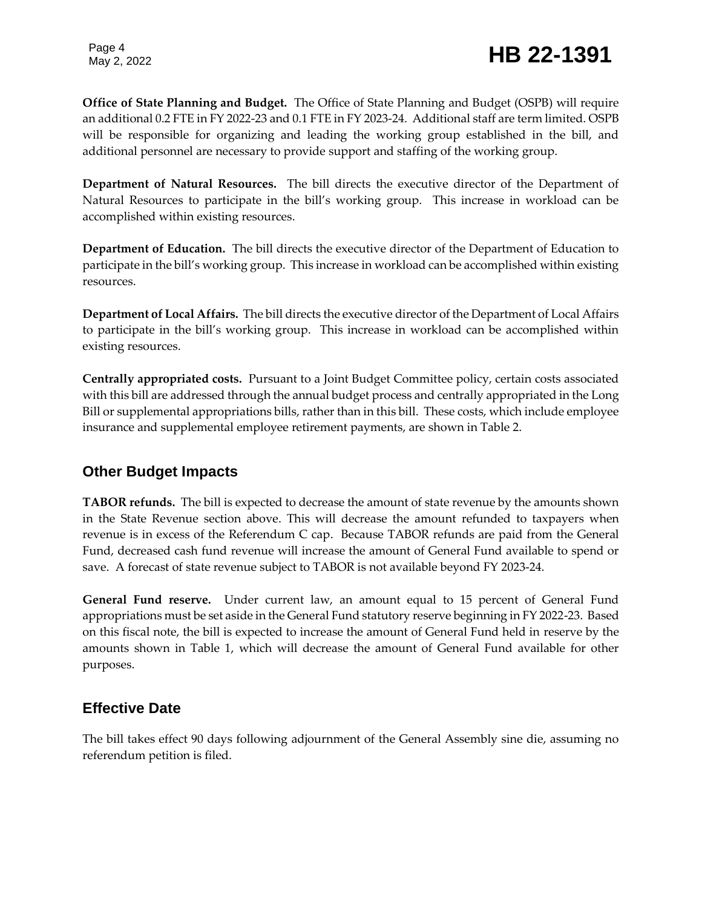**Office of State Planning and Budget.** The Office of State Planning and Budget (OSPB) will require an additional 0.2 FTE in FY 2022-23 and 0.1 FTE in FY 2023-24. Additional staff are term limited. OSPB will be responsible for organizing and leading the working group established in the bill, and additional personnel are necessary to provide support and staffing of the working group.

**Department of Natural Resources.** The bill directs the executive director of the Department of Natural Resources to participate in the bill's working group. This increase in workload can be accomplished within existing resources.

**Department of Education.** The bill directs the executive director of the Department of Education to participate in the bill's working group. This increase in workload can be accomplished within existing resources.

**Department of Local Affairs.** The bill directs the executive director of the Department of Local Affairs to participate in the bill's working group. This increase in workload can be accomplished within existing resources.

**Centrally appropriated costs.** Pursuant to a Joint Budget Committee policy, certain costs associated with this bill are addressed through the annual budget process and centrally appropriated in the Long Bill or supplemental appropriations bills, rather than in this bill. These costs, which include employee insurance and supplemental employee retirement payments, are shown in Table 2.

## Other Budget Impacts

**TABOR refunds.** The bill is expected to decrease the amount of state revenue by the amounts shown in the State Revenue section above. This will decrease the amount refunded to taxpayers when revenue is in excess of the Referendum C cap. Because TABOR refunds are paid from the General Fund, decreased cash fund revenue will increase the amount of General Fund available to spend or save. A forecast of state revenue subject to TABOR is not available beyond FY 2023-24.

**General Fund reserve.** Under current law, an amount equal to 15 percent of General Fund appropriations must be set aside in the General Fund statutory reserve beginning in FY 2022-23. Based on this fiscal note, the bill is expected to increase the amount of General Fund held in reserve by the amounts shown in Table 1, which will decrease the amount of General Fund available for other purposes.

## Effective Date

The bill takes effect 90 days following adjournment of the General Assembly sine die, assuming no referendum petition is filed.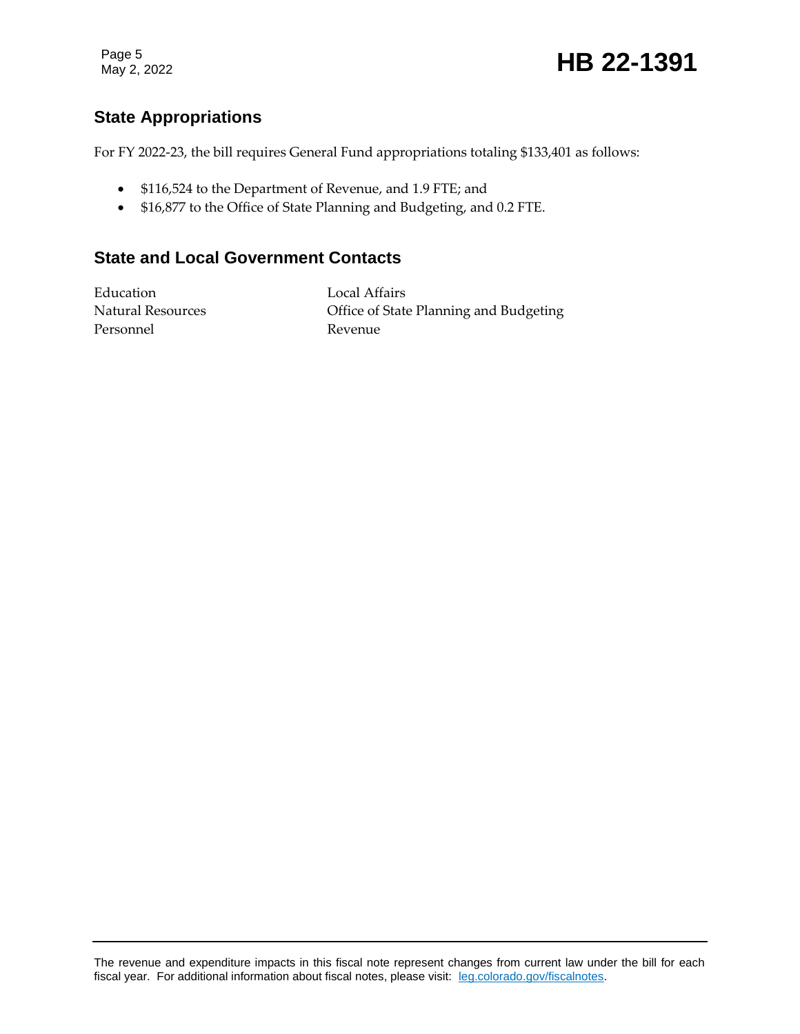## State Appropriations

For FY 2022-23, the bill requires General Fund appropriations totaling $133,401 as follows:

- $116,524 to the Department of Revenue, and 1.9 FTE; and
- $16,877 to the Office of State Planning and Budgeting, and 0.2 FTE.

## State and Local Government Contacts

| | |
|---|---|
| Education | Local Affairs |
| Natural Resources | Office of State Planning and Budgeting |
| Personnel | Revenue |

The revenue and expenditure impacts in this fiscal note represent changes from current law under the bill for each fiscal year. For additional information about fiscal notes, please visit: leg.colorado.gov/fiscalnotes.